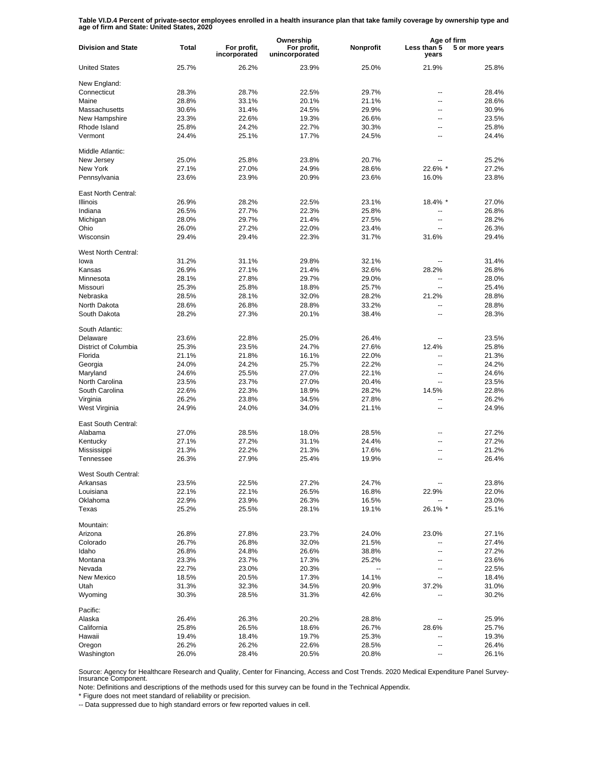**Table VI.D.4 Percent of private-sector employees enrolled in a health insurance plan that take family coverage by ownership type and age of firm and State: United States, 2020**

| Division and State | Total | Ownership | | | Age of firm | |
|---|---|---|---|---|---|---|
| | | For profit, incorporated | For profit, unincorporated | Nonprofit | Less than 5 years | 5 or more years |
| United States | 25.7% | 26.2% | 23.9% | 25.0% | 21.9% | 25.8% |
| New England: | | | | | | |
| Connecticut | 28.3% | 28.7% | 22.5% | 29.7% | -- | 28.4% |
| Maine | 28.8% | 33.1% | 20.1% | 21.1% | -- | 28.6% |
| Massachusetts | 30.6% | 31.4% | 24.5% | 29.9% | -- | 30.9% |
| New Hampshire | 23.3% | 22.6% | 19.3% | 26.6% | -- | 23.5% |
| Rhode Island | 25.8% | 24.2% | 22.7% | 30.3% | -- | 25.8% |
| Vermont | 24.4% | 25.1% | 17.7% | 24.5% | -- | 24.4% |
| Middle Atlantic: | | | | | | |
| New Jersey | 25.0% | 25.8% | 23.8% | 20.7% | -- | 25.2% |
| New York | 27.1% | 27.0% | 24.9% | 28.6% | 22.6% * | 27.2% |
| Pennsylvania | 23.6% | 23.9% | 20.9% | 23.6% | 16.0% | 23.8% |
| East North Central: | | | | | | |
| Illinois | 26.9% | 28.2% | 22.5% | 23.1% | 18.4% * | 27.0% |
| Indiana | 26.5% | 27.7% | 22.3% | 25.8% | -- | 26.8% |
| Michigan | 28.0% | 29.7% | 21.4% | 27.5% | -- | 28.2% |
| Ohio | 26.0% | 27.2% | 22.0% | 23.4% | -- | 26.3% |
| Wisconsin | 29.4% | 29.4% | 22.3% | 31.7% | 31.6% | 29.4% |
| West North Central: | | | | | | |
| Iowa | 31.2% | 31.1% | 29.8% | 32.1% | -- | 31.4% |
| Kansas | 26.9% | 27.1% | 21.4% | 32.6% | 28.2% | 26.8% |
| Minnesota | 28.1% | 27.8% | 29.7% | 29.0% | -- | 28.0% |
| Missouri | 25.3% | 25.8% | 18.8% | 25.7% | -- | 25.4% |
| Nebraska | 28.5% | 28.1% | 32.0% | 28.2% | 21.2% | 28.8% |
| North Dakota | 28.6% | 26.8% | 28.8% | 33.2% | -- | 28.8% |
| South Dakota | 28.2% | 27.3% | 20.1% | 38.4% | -- | 28.3% |
| South Atlantic: | | | | | | |
| Delaware | 23.6% | 22.8% | 25.0% | 26.4% | -- | 23.5% |
| District of Columbia | 25.3% | 23.5% | 24.7% | 27.6% | 12.4% | 25.8% |
| Florida | 21.1% | 21.8% | 16.1% | 22.0% | -- | 21.3% |
| Georgia | 24.0% | 24.2% | 25.7% | 22.2% | -- | 24.2% |
| Maryland | 24.6% | 25.5% | 27.0% | 22.1% | -- | 24.6% |
| North Carolina | 23.5% | 23.7% | 27.0% | 20.4% | -- | 23.5% |
| South Carolina | 22.6% | 22.3% | 18.9% | 28.2% | 14.5% | 22.8% |
| Virginia | 26.2% | 23.8% | 34.5% | 27.8% | -- | 26.2% |
| West Virginia | 24.9% | 24.0% | 34.0% | 21.1% | -- | 24.9% |
| East South Central: | | | | | | |
| Alabama | 27.0% | 28.5% | 18.0% | 28.5% | -- | 27.2% |
| Kentucky | 27.1% | 27.2% | 31.1% | 24.4% | -- | 27.2% |
| Mississippi | 21.3% | 22.2% | 21.3% | 17.6% | -- | 21.2% |
| Tennessee | 26.3% | 27.9% | 25.4% | 19.9% | -- | 26.4% |
| West South Central: | | | | | | |
| Arkansas | 23.5% | 22.5% | 27.2% | 24.7% | -- | 23.8% |
| Louisiana | 22.1% | 22.1% | 26.5% | 16.8% | 22.9% | 22.0% |
| Oklahoma | 22.9% | 23.9% | 26.3% | 16.5% | -- | 23.0% |
| Texas | 25.2% | 25.5% | 28.1% | 19.1% | 26.1% * | 25.1% |
| Mountain: | | | | | | |
| Arizona | 26.8% | 27.8% | 23.7% | 24.0% | 23.0% | 27.1% |
| Colorado | 26.7% | 26.8% | 32.0% | 21.5% | -- | 27.4% |
| Idaho | 26.8% | 24.8% | 26.6% | 38.8% | -- | 27.2% |
| Montana | 23.3% | 23.7% | 17.3% | 25.2% | -- | 23.6% |
| Nevada | 22.7% | 23.0% | 20.3% | -- | -- | 22.5% |
| New Mexico | 18.5% | 20.5% | 17.3% | 14.1% | -- | 18.4% |
| Utah | 31.3% | 32.3% | 34.5% | 20.9% | 37.2% | 31.0% |
| Wyoming | 30.3% | 28.5% | 31.3% | 42.6% | -- | 30.2% |
| Pacific: | | | | | | |
| Alaska | 26.4% | 26.3% | 20.2% | 28.8% | -- | 25.9% |
| California | 25.8% | 26.5% | 18.6% | 26.7% | 28.6% | 25.7% |
| Hawaii | 19.4% | 18.4% | 19.7% | 25.3% | -- | 19.3% |
| Oregon | 26.2% | 26.2% | 22.6% | 28.5% | -- | 26.4% |
| Washington | 26.0% | 28.4% | 20.5% | 20.8% | -- | 26.1% |

Source: Agency for Healthcare Research and Quality, Center for Financing, Access and Cost Trends. 2020 Medical Expenditure Panel Survey-Insurance Component.

Note: Definitions and descriptions of the methods used for this survey can be found in the Technical Appendix.

* Figure does not meet standard of reliability or precision.

-- Data suppressed due to high standard errors or few reported values in cell.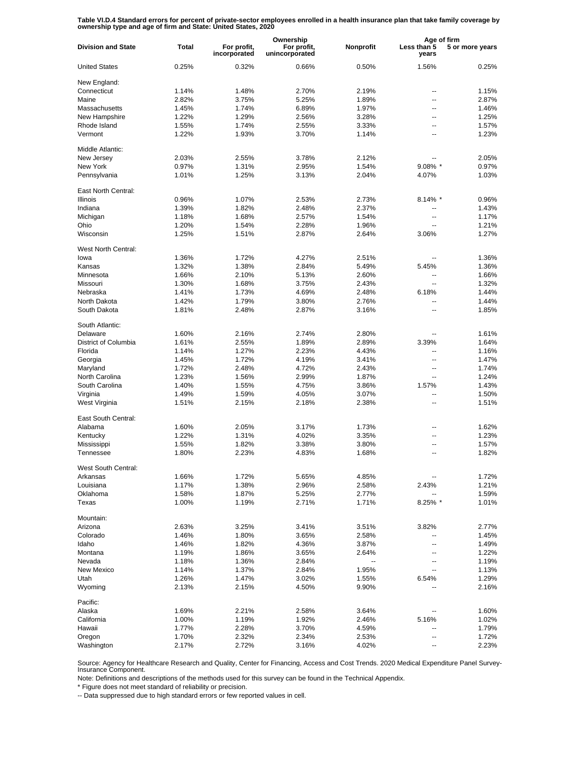**Table VI.D.4 Standard errors for percent of private-sector employees enrolled in a health insurance plan that take family coverage by ownership type and age of firm and State: United States, 2020**

| Division and State | Total | Ownership | | | Age of firm | |
|---|---|---|---|---|---|---|
| | | For profit, incorporated | For profit, unincorporated | Nonprofit | Less than 5 years | 5 or more years |
| United States | 0.25% | 0.32% | 0.66% | 0.50% | 1.56% | 0.25% |
| New England: | | | | | | |
| Connecticut | 1.14% | 1.48% | 2.70% | 2.19% | -- | 1.15% |
| Maine | 2.82% | 3.75% | 5.25% | 1.89% | -- | 2.87% |
| Massachusetts | 1.45% | 1.74% | 6.89% | 1.97% | -- | 1.46% |
| New Hampshire | 1.22% | 1.29% | 2.56% | 3.28% | -- | 1.25% |
| Rhode Island | 1.55% | 1.74% | 2.55% | 3.33% | -- | 1.57% |
| Vermont | 1.22% | 1.93% | 3.70% | 1.14% | -- | 1.23% |
| Middle Atlantic: | | | | | | |
| New Jersey | 2.03% | 2.55% | 3.78% | 2.12% | -- | 2.05% |
| New York | 0.97% | 1.31% | 2.95% | 1.54% | 9.08% * | 0.97% |
| Pennsylvania | 1.01% | 1.25% | 3.13% | 2.04% | 4.07% | 1.03% |
| East North Central: | | | | | | |
| Illinois | 0.96% | 1.07% | 2.53% | 2.73% | 8.14% * | 0.96% |
| Indiana | 1.39% | 1.82% | 2.48% | 2.37% | -- | 1.43% |
| Michigan | 1.18% | 1.68% | 2.57% | 1.54% | -- | 1.17% |
| Ohio | 1.20% | 1.54% | 2.28% | 1.96% | -- | 1.21% |
| Wisconsin | 1.25% | 1.51% | 2.87% | 2.64% | 3.06% | 1.27% |
| West North Central: | | | | | | |
| Iowa | 1.36% | 1.72% | 4.27% | 2.51% | -- | 1.36% |
| Kansas | 1.32% | 1.38% | 2.84% | 5.49% | 5.45% | 1.36% |
| Minnesota | 1.66% | 2.10% | 5.13% | 2.60% | -- | 1.66% |
| Missouri | 1.30% | 1.68% | 3.75% | 2.43% | -- | 1.32% |
| Nebraska | 1.41% | 1.73% | 4.69% | 2.48% | 6.18% | 1.44% |
| North Dakota | 1.42% | 1.79% | 3.80% | 2.76% | -- | 1.44% |
| South Dakota | 1.81% | 2.48% | 2.87% | 3.16% | -- | 1.85% |
| South Atlantic: | | | | | | |
| Delaware | 1.60% | 2.16% | 2.74% | 2.80% | -- | 1.61% |
| District of Columbia | 1.61% | 2.55% | 1.89% | 2.89% | 3.39% | 1.64% |
| Florida | 1.14% | 1.27% | 2.23% | 4.43% | -- | 1.16% |
| Georgia | 1.45% | 1.72% | 4.19% | 3.41% | -- | 1.47% |
| Maryland | 1.72% | 2.48% | 4.72% | 2.43% | -- | 1.74% |
| North Carolina | 1.23% | 1.56% | 2.99% | 1.87% | -- | 1.24% |
| South Carolina | 1.40% | 1.55% | 4.75% | 3.86% | 1.57% | 1.43% |
| Virginia | 1.49% | 1.59% | 4.05% | 3.07% | -- | 1.50% |
| West Virginia | 1.51% | 2.15% | 2.18% | 2.38% | -- | 1.51% |
| East South Central: | | | | | | |
| Alabama | 1.60% | 2.05% | 3.17% | 1.73% | -- | 1.62% |
| Kentucky | 1.22% | 1.31% | 4.02% | 3.35% | -- | 1.23% |
| Mississippi | 1.55% | 1.82% | 3.38% | 3.80% | -- | 1.57% |
| Tennessee | 1.80% | 2.23% | 4.83% | 1.68% | -- | 1.82% |
| West South Central: | | | | | | |
| Arkansas | 1.66% | 1.72% | 5.65% | 4.85% | -- | 1.72% |
| Louisiana | 1.17% | 1.38% | 2.96% | 2.58% | 2.43% | 1.21% |
| Oklahoma | 1.58% | 1.87% | 5.25% | 2.77% | -- | 1.59% |
| Texas | 1.00% | 1.19% | 2.71% | 1.71% | 8.25% * | 1.01% |
| Mountain: | | | | | | |
| Arizona | 2.63% | 3.25% | 3.41% | 3.51% | 3.82% | 2.77% |
| Colorado | 1.46% | 1.80% | 3.65% | 2.58% | -- | 1.45% |
| Idaho | 1.46% | 1.82% | 4.36% | 3.87% | -- | 1.49% |
| Montana | 1.19% | 1.86% | 3.65% | 2.64% | -- | 1.22% |
| Nevada | 1.18% | 1.36% | 2.84% | -- | -- | 1.19% |
| New Mexico | 1.14% | 1.37% | 2.84% | 1.95% | -- | 1.13% |
| Utah | 1.26% | 1.47% | 3.02% | 1.55% | 6.54% | 1.29% |
| Wyoming | 2.13% | 2.15% | 4.50% | 9.90% | -- | 2.16% |
| Pacific: | | | | | | |
| Alaska | 1.69% | 2.21% | 2.58% | 3.64% | -- | 1.60% |
| California | 1.00% | 1.19% | 1.92% | 2.46% | 5.16% | 1.02% |
| Hawaii | 1.77% | 2.28% | 3.70% | 4.59% | -- | 1.79% |
| Oregon | 1.70% | 2.32% | 2.34% | 2.53% | -- | 1.72% |
| Washington | 2.17% | 2.72% | 3.16% | 4.02% | -- | 2.23% |

Source: Agency for Healthcare Research and Quality, Center for Financing, Access and Cost Trends. 2020 Medical Expenditure Panel Survey-Insurance Component.

Note: Definitions and descriptions of the methods used for this survey can be found in the Technical Appendix.

* Figure does not meet standard of reliability or precision.

-- Data suppressed due to high standard errors or few reported values in cell.